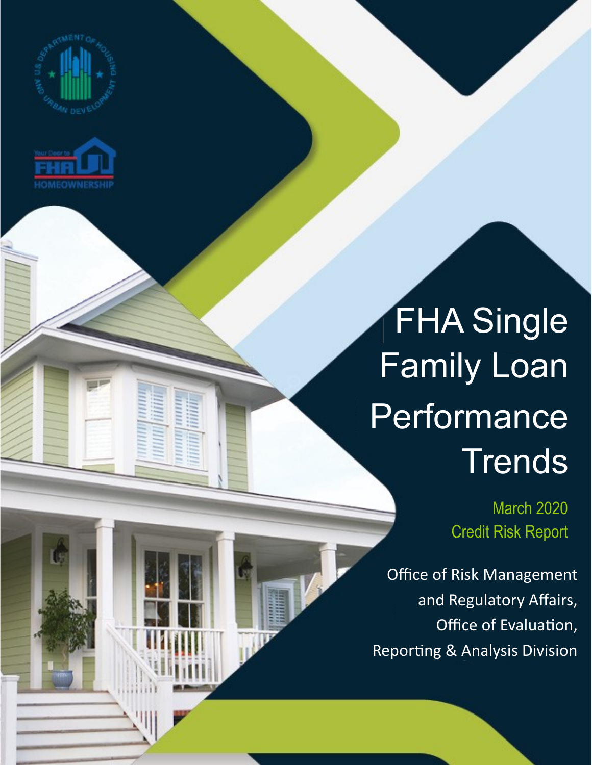# FHA Single Family Loan Performance Trends

March 2020
Credit Risk Report

Office of Risk Management and Regulatory Affairs,
Office of Evaluation,
Reporting & Analysis Division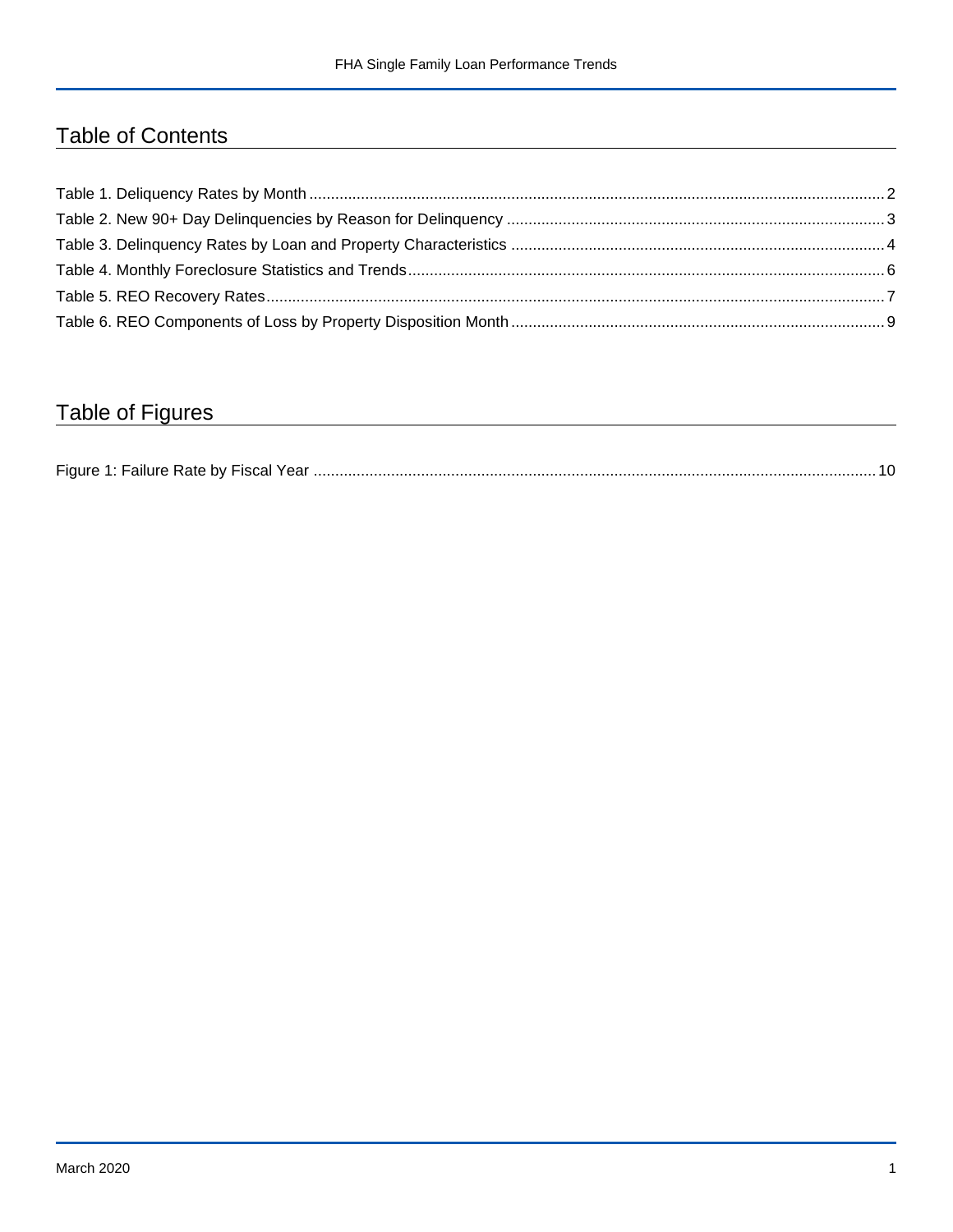## Table of Contents

Table 1. Deliquency Rates by Month ..... 2
Table 2. New 90+ Day Delinquencies by Reason for Delinquency ..... 3
Table 3. Delinquency Rates by Loan and Property Characteristics ..... 4
Table 4. Monthly Foreclosure Statistics and Trends ..... 6
Table 5. REO Recovery Rates ..... 7
Table 6. REO Components of Loss by Property Disposition Month ..... 9

## Table of Figures

Figure 1: Failure Rate by Fiscal Year ..... 10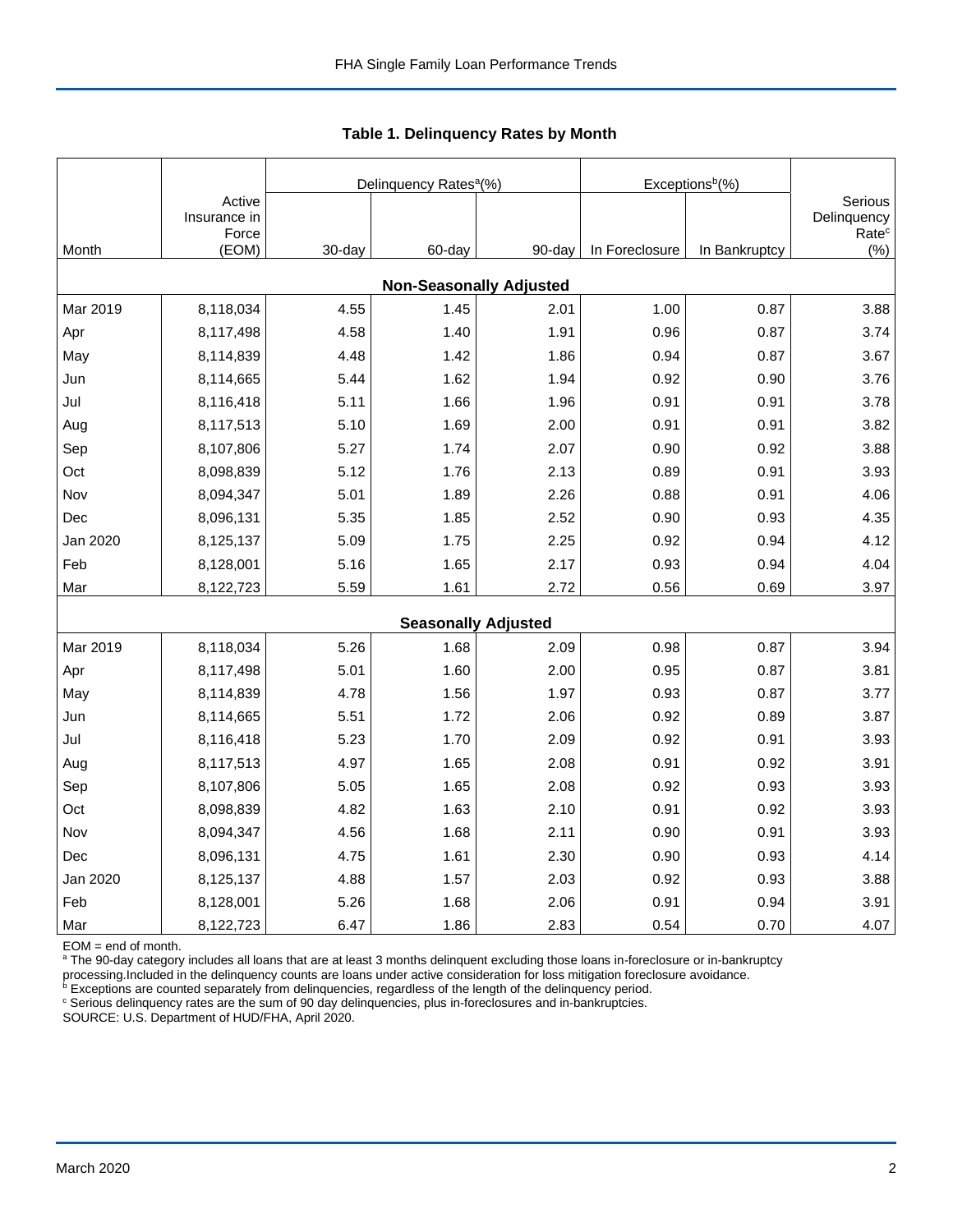## Table 1. Delinquency Rates by Month

| Month | Active Insurance in Force (EOM) | Delinquency Rates[a](%) | | | Exceptions[b](%) | | Serious Delinquency Rate[c] (%) |
|---|---|---|---|---|---|---|---|
| | | 30-day | 60-day | 90-day | In Foreclosure | In Bankruptcy | |
| **Non-Seasonally Adjusted** | | | | | | | |
| Mar 2019 | 8,118,034 | 4.55 | 1.45 | 2.01 | 1.00 | 0.87 | 3.88 |
| Apr | 8,117,498 | 4.58 | 1.40 | 1.91 | 0.96 | 0.87 | 3.74 |
| May | 8,114,839 | 4.48 | 1.42 | 1.86 | 0.94 | 0.87 | 3.67 |
| Jun | 8,114,665 | 5.44 | 1.62 | 1.94 | 0.92 | 0.90 | 3.76 |
| Jul | 8,116,418 | 5.11 | 1.66 | 1.96 | 0.91 | 0.91 | 3.78 |
| Aug | 8,117,513 | 5.10 | 1.69 | 2.00 | 0.91 | 0.91 | 3.82 |
| Sep | 8,107,806 | 5.27 | 1.74 | 2.07 | 0.90 | 0.92 | 3.88 |
| Oct | 8,098,839 | 5.12 | 1.76 | 2.13 | 0.89 | 0.91 | 3.93 |
| Nov | 8,094,347 | 5.01 | 1.89 | 2.26 | 0.88 | 0.91 | 4.06 |
| Dec | 8,096,131 | 5.35 | 1.85 | 2.52 | 0.90 | 0.93 | 4.35 |
| Jan 2020 | 8,125,137 | 5.09 | 1.75 | 2.25 | 0.92 | 0.94 | 4.12 |
| Feb | 8,128,001 | 5.16 | 1.65 | 2.17 | 0.93 | 0.94 | 4.04 |
| Mar | 8,122,723 | 5.59 | 1.61 | 2.72 | 0.56 | 0.69 | 3.97 |
| **Seasonally Adjusted** | | | | | | | |
| Mar 2019 | 8,118,034 | 5.26 | 1.68 | 2.09 | 0.98 | 0.87 | 3.94 |
| Apr | 8,117,498 | 5.01 | 1.60 | 2.00 | 0.95 | 0.87 | 3.81 |
| May | 8,114,839 | 4.78 | 1.56 | 1.97 | 0.93 | 0.87 | 3.77 |
| Jun | 8,114,665 | 5.51 | 1.72 | 2.06 | 0.92 | 0.89 | 3.87 |
| Jul | 8,116,418 | 5.23 | 1.70 | 2.09 | 0.92 | 0.91 | 3.93 |
| Aug | 8,117,513 | 4.97 | 1.65 | 2.08 | 0.91 | 0.92 | 3.91 |
| Sep | 8,107,806 | 5.05 | 1.65 | 2.08 | 0.92 | 0.93 | 3.93 |
| Oct | 8,098,839 | 4.82 | 1.63 | 2.10 | 0.91 | 0.92 | 3.93 |
| Nov | 8,094,347 | 4.56 | 1.68 | 2.11 | 0.90 | 0.91 | 3.93 |
| Dec | 8,096,131 | 4.75 | 1.61 | 2.30 | 0.90 | 0.93 | 4.14 |
| Jan 2020 | 8,125,137 | 4.88 | 1.57 | 2.03 | 0.92 | 0.93 | 3.88 |
| Feb | 8,128,001 | 5.26 | 1.68 | 2.06 | 0.91 | 0.94 | 3.91 |
| Mar | 8,122,723 | 6.47 | 1.86 | 2.83 | 0.54 | 0.70 | 4.07 |

EOM = end of month.
[a] The 90-day category includes all loans that are at least 3 months delinquent excluding those loans in-foreclosure or in-bankruptcy processing.Included in the delinquency counts are loans under active consideration for loss mitigation foreclosure avoidance.
[b] Exceptions are counted separately from delinquencies, regardless of the length of the delinquency period.
[c] Serious delinquency rates are the sum of 90 day delinquencies, plus in-foreclosures and in-bankruptcies.
SOURCE: U.S. Department of HUD/FHA, April 2020.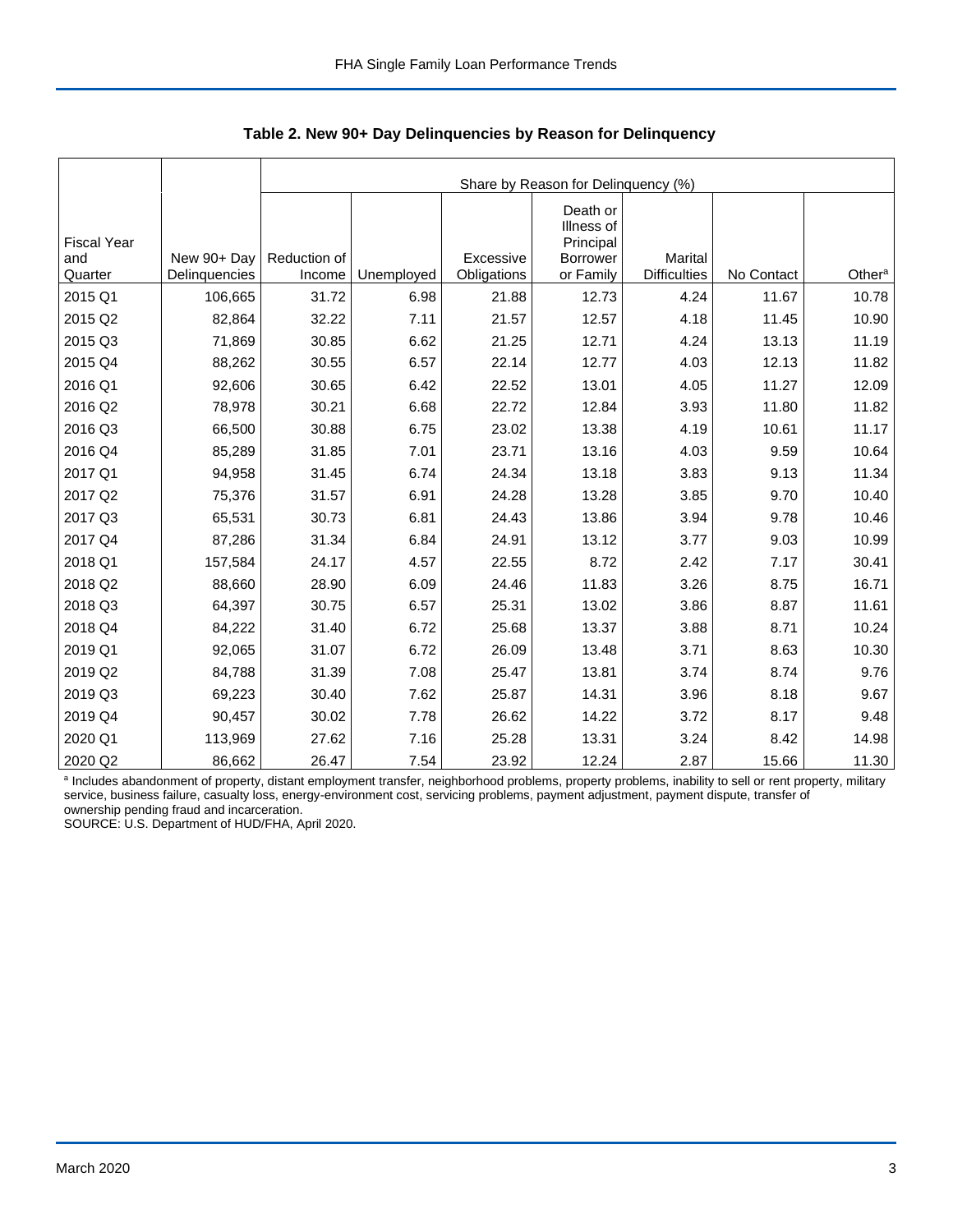**Table 2. New 90+ Day Delinquencies by Reason for Delinquency**

| | | Share by Reason for Delinquency (%) | | | | | | |
|---|---|---|---|---|---|---|---|---|
| Fiscal Year and Quarter | New 90+ Day Delinquencies | Reduction of Income | Unemployed | Excessive Obligations | Death or Illness of Principal Borrower or Family | Marital Difficulties | No Contact | Other[a] |
| 2015 Q1 | 106,665 | 31.72 | 6.98 | 21.88 | 12.73 | 4.24 | 11.67 | 10.78 |
| 2015 Q2 | 82,864 | 32.22 | 7.11 | 21.57 | 12.57 | 4.18 | 11.45 | 10.90 |
| 2015 Q3 | 71,869 | 30.85 | 6.62 | 21.25 | 12.71 | 4.24 | 13.13 | 11.19 |
| 2015 Q4 | 88,262 | 30.55 | 6.57 | 22.14 | 12.77 | 4.03 | 12.13 | 11.82 |
| 2016 Q1 | 92,606 | 30.65 | 6.42 | 22.52 | 13.01 | 4.05 | 11.27 | 12.09 |
| 2016 Q2 | 78,978 | 30.21 | 6.68 | 22.72 | 12.84 | 3.93 | 11.80 | 11.82 |
| 2016 Q3 | 66,500 | 30.88 | 6.75 | 23.02 | 13.38 | 4.19 | 10.61 | 11.17 |
| 2016 Q4 | 85,289 | 31.85 | 7.01 | 23.71 | 13.16 | 4.03 | 9.59 | 10.64 |
| 2017 Q1 | 94,958 | 31.45 | 6.74 | 24.34 | 13.18 | 3.83 | 9.13 | 11.34 |
| 2017 Q2 | 75,376 | 31.57 | 6.91 | 24.28 | 13.28 | 3.85 | 9.70 | 10.40 |
| 2017 Q3 | 65,531 | 30.73 | 6.81 | 24.43 | 13.86 | 3.94 | 9.78 | 10.46 |
| 2017 Q4 | 87,286 | 31.34 | 6.84 | 24.91 | 13.12 | 3.77 | 9.03 | 10.99 |
| 2018 Q1 | 157,584 | 24.17 | 4.57 | 22.55 | 8.72 | 2.42 | 7.17 | 30.41 |
| 2018 Q2 | 88,660 | 28.90 | 6.09 | 24.46 | 11.83 | 3.26 | 8.75 | 16.71 |
| 2018 Q3 | 64,397 | 30.75 | 6.57 | 25.31 | 13.02 | 3.86 | 8.87 | 11.61 |
| 2018 Q4 | 84,222 | 31.40 | 6.72 | 25.68 | 13.37 | 3.88 | 8.71 | 10.24 |
| 2019 Q1 | 92,065 | 31.07 | 6.72 | 26.09 | 13.48 | 3.71 | 8.63 | 10.30 |
| 2019 Q2 | 84,788 | 31.39 | 7.08 | 25.47 | 13.81 | 3.74 | 8.74 | 9.76 |
| 2019 Q3 | 69,223 | 30.40 | 7.62 | 25.87 | 14.31 | 3.96 | 8.18 | 9.67 |
| 2019 Q4 | 90,457 | 30.02 | 7.78 | 26.62 | 14.22 | 3.72 | 8.17 | 9.48 |
| 2020 Q1 | 113,969 | 27.62 | 7.16 | 25.28 | 13.31 | 3.24 | 8.42 | 14.98 |
| 2020 Q2 | 86,662 | 26.47 | 7.54 | 23.92 | 12.24 | 2.87 | 15.66 | 11.30 |

[a] Includes abandonment of property, distant employment transfer, neighborhood problems, property problems, inability to sell or rent property, military service, business failure, casualty loss, energy-environment cost, servicing problems, payment adjustment, payment dispute, transfer of ownership pending fraud and incarceration.

SOURCE: U.S. Department of HUD/FHA, April 2020.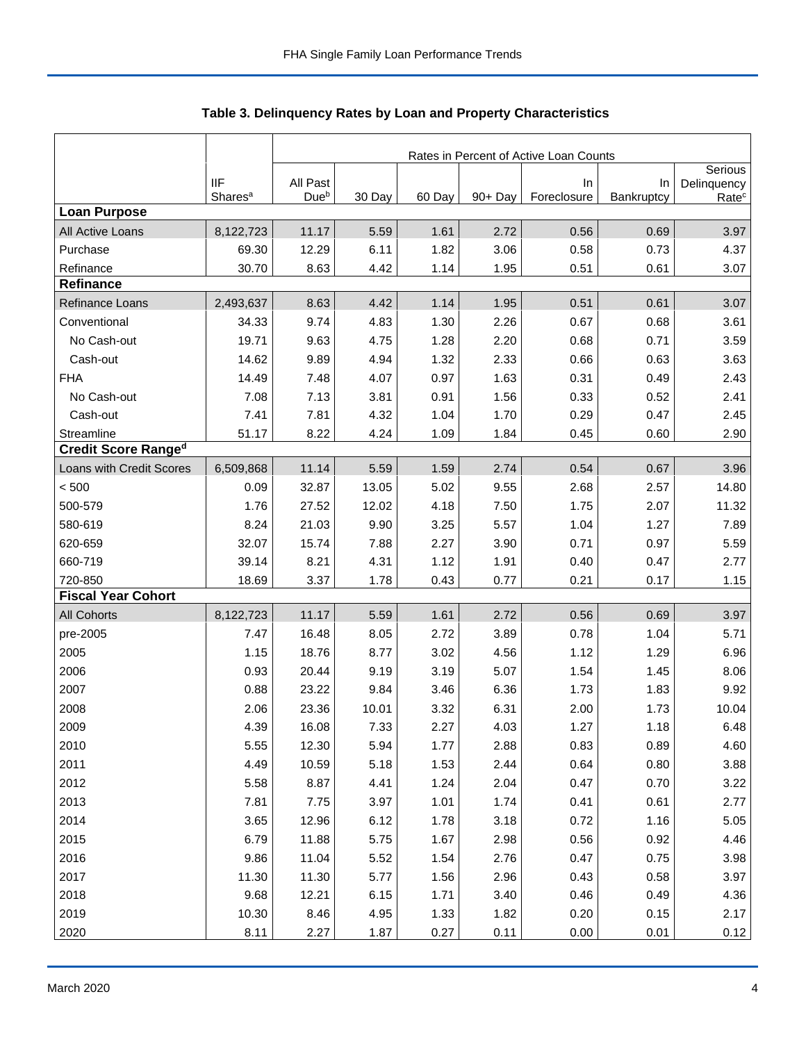## Table 3. Delinquency Rates by Loan and Property Characteristics

| | | Rates in Percent of Active Loan Counts | | | | | | |
|---|---|---|---|---|---|---|---|---|
| | IIF Shares[a] | All Past Due[b] | 30 Day | 60 Day | 90+ Day | In Foreclosure | In Bankruptcy | Serious Delinquency Rate[c] |
| **Loan Purpose** | | | | | | | | |
| All Active Loans | 8,122,723 | 11.17 | 5.59 | 1.61 | 2.72 | 0.56 | 0.69 | 3.97 |
| Purchase | 69.30 | 12.29 | 6.11 | 1.82 | 3.06 | 0.58 | 0.73 | 4.37 |
| Refinance | 30.70 | 8.63 | 4.42 | 1.14 | 1.95 | 0.51 | 0.61 | 3.07 |
| **Refinance** | | | | | | | | |
| Refinance Loans | 2,493,637 | 8.63 | 4.42 | 1.14 | 1.95 | 0.51 | 0.61 | 3.07 |
| Conventional | 34.33 | 9.74 | 4.83 | 1.30 | 2.26 | 0.67 | 0.68 | 3.61 |
| No Cash-out | 19.71 | 9.63 | 4.75 | 1.28 | 2.20 | 0.68 | 0.71 | 3.59 |
| Cash-out | 14.62 | 9.89 | 4.94 | 1.32 | 2.33 | 0.66 | 0.63 | 3.63 |
| FHA | 14.49 | 7.48 | 4.07 | 0.97 | 1.63 | 0.31 | 0.49 | 2.43 |
| No Cash-out | 7.08 | 7.13 | 3.81 | 0.91 | 1.56 | 0.33 | 0.52 | 2.41 |
| Cash-out | 7.41 | 7.81 | 4.32 | 1.04 | 1.70 | 0.29 | 0.47 | 2.45 |
| Streamline | 51.17 | 8.22 | 4.24 | 1.09 | 1.84 | 0.45 | 0.60 | 2.90 |
| **Credit Score Range[d]** | | | | | | | | |
| Loans with Credit Scores | 6,509,868 | 11.14 | 5.59 | 1.59 | 2.74 | 0.54 | 0.67 | 3.96 |
| < 500 | 0.09 | 32.87 | 13.05 | 5.02 | 9.55 | 2.68 | 2.57 | 14.80 |
| 500-579 | 1.76 | 27.52 | 12.02 | 4.18 | 7.50 | 1.75 | 2.07 | 11.32 |
| 580-619 | 8.24 | 21.03 | 9.90 | 3.25 | 5.57 | 1.04 | 1.27 | 7.89 |
| 620-659 | 32.07 | 15.74 | 7.88 | 2.27 | 3.90 | 0.71 | 0.97 | 5.59 |
| 660-719 | 39.14 | 8.21 | 4.31 | 1.12 | 1.91 | 0.40 | 0.47 | 2.77 |
| 720-850 | 18.69 | 3.37 | 1.78 | 0.43 | 0.77 | 0.21 | 0.17 | 1.15 |
| **Fiscal Year Cohort** | | | | | | | | |
| All Cohorts | 8,122,723 | 11.17 | 5.59 | 1.61 | 2.72 | 0.56 | 0.69 | 3.97 |
| pre-2005 | 7.47 | 16.48 | 8.05 | 2.72 | 3.89 | 0.78 | 1.04 | 5.71 |
| 2005 | 1.15 | 18.76 | 8.77 | 3.02 | 4.56 | 1.12 | 1.29 | 6.96 |
| 2006 | 0.93 | 20.44 | 9.19 | 3.19 | 5.07 | 1.54 | 1.45 | 8.06 |
| 2007 | 0.88 | 23.22 | 9.84 | 3.46 | 6.36 | 1.73 | 1.83 | 9.92 |
| 2008 | 2.06 | 23.36 | 10.01 | 3.32 | 6.31 | 2.00 | 1.73 | 10.04 |
| 2009 | 4.39 | 16.08 | 7.33 | 2.27 | 4.03 | 1.27 | 1.18 | 6.48 |
| 2010 | 5.55 | 12.30 | 5.94 | 1.77 | 2.88 | 0.83 | 0.89 | 4.60 |
| 2011 | 4.49 | 10.59 | 5.18 | 1.53 | 2.44 | 0.64 | 0.80 | 3.88 |
| 2012 | 5.58 | 8.87 | 4.41 | 1.24 | 2.04 | 0.47 | 0.70 | 3.22 |
| 2013 | 7.81 | 7.75 | 3.97 | 1.01 | 1.74 | 0.41 | 0.61 | 2.77 |
| 2014 | 3.65 | 12.96 | 6.12 | 1.78 | 3.18 | 0.72 | 1.16 | 5.05 |
| 2015 | 6.79 | 11.88 | 5.75 | 1.67 | 2.98 | 0.56 | 0.92 | 4.46 |
| 2016 | 9.86 | 11.04 | 5.52 | 1.54 | 2.76 | 0.47 | 0.75 | 3.98 |
| 2017 | 11.30 | 11.30 | 5.77 | 1.56 | 2.96 | 0.43 | 0.58 | 3.97 |
| 2018 | 9.68 | 12.21 | 6.15 | 1.71 | 3.40 | 0.46 | 0.49 | 4.36 |
| 2019 | 10.30 | 8.46 | 4.95 | 1.33 | 1.82 | 0.20 | 0.15 | 2.17 |
| 2020 | 8.11 | 2.27 | 1.87 | 0.27 | 0.11 | 0.00 | 0.01 | 0.12 |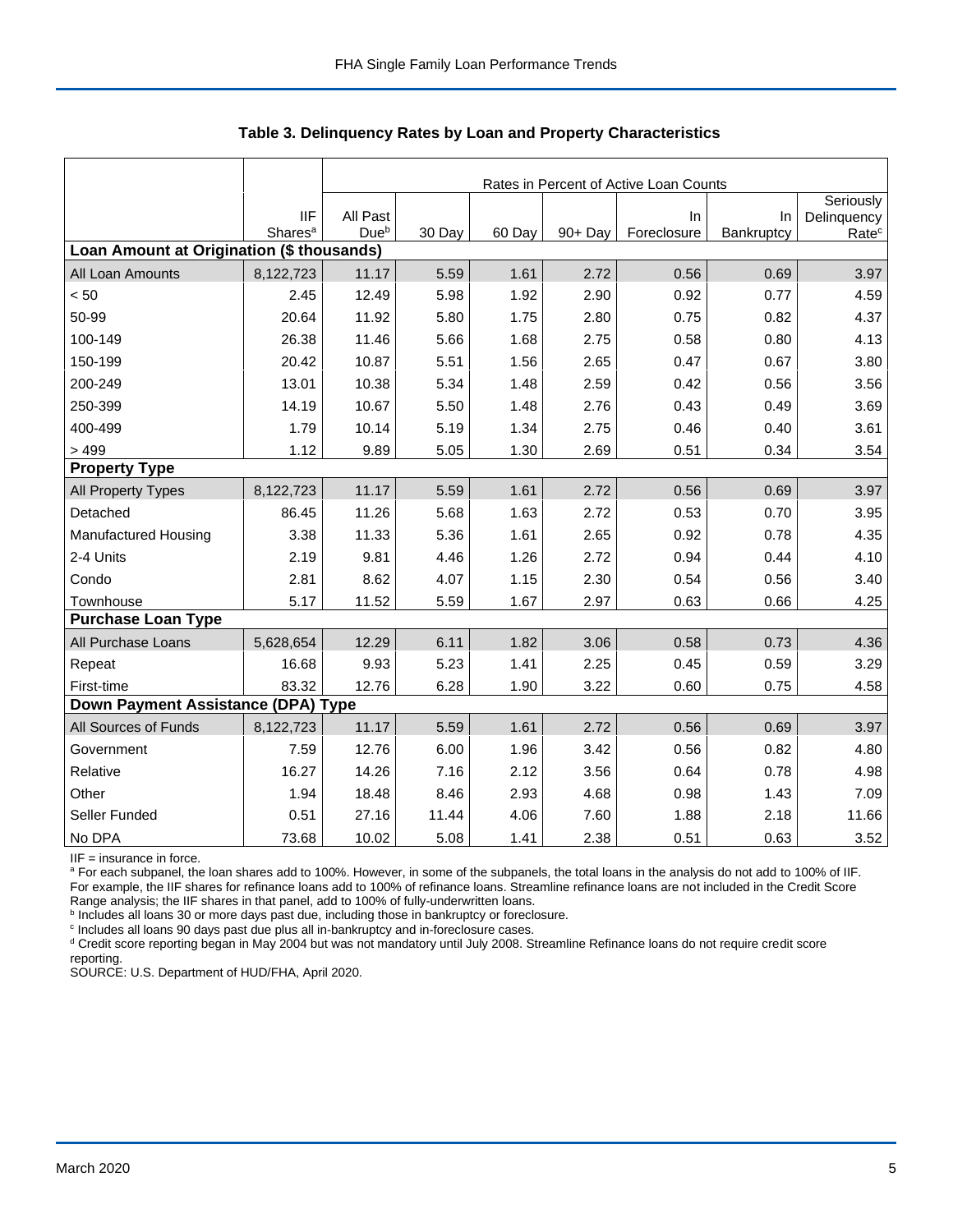### Table 3. Delinquency Rates by Loan and Property Characteristics

| | IIF Shares[a] | Rates in Percent of Active Loan Counts | | | | | | |
|---|---|---|---|---|---|---|---|---|
| | | All Past Due[b] | 30 Day | 60 Day | 90+ Day | In Foreclosure | In Bankruptcy | Seriously Delinquency Rate[c] |
| **Loan Amount at Origination ($ thousands)** | | | | | | | | |
| All Loan Amounts | 8,122,723 | 11.17 | 5.59 | 1.61 | 2.72 | 0.56 | 0.69 | 3.97 |
| < 50 | 2.45 | 12.49 | 5.98 | 1.92 | 2.90 | 0.92 | 0.77 | 4.59 |
| 50-99 | 20.64 | 11.92 | 5.80 | 1.75 | 2.80 | 0.75 | 0.82 | 4.37 |
| 100-149 | 26.38 | 11.46 | 5.66 | 1.68 | 2.75 | 0.58 | 0.80 | 4.13 |
| 150-199 | 20.42 | 10.87 | 5.51 | 1.56 | 2.65 | 0.47 | 0.67 | 3.80 |
| 200-249 | 13.01 | 10.38 | 5.34 | 1.48 | 2.59 | 0.42 | 0.56 | 3.56 |
| 250-399 | 14.19 | 10.67 | 5.50 | 1.48 | 2.76 | 0.43 | 0.49 | 3.69 |
| 400-499 | 1.79 | 10.14 | 5.19 | 1.34 | 2.75 | 0.46 | 0.40 | 3.61 |
| > 499 | 1.12 | 9.89 | 5.05 | 1.30 | 2.69 | 0.51 | 0.34 | 3.54 |
| **Property Type** | | | | | | | | |
| All Property Types | 8,122,723 | 11.17 | 5.59 | 1.61 | 2.72 | 0.56 | 0.69 | 3.97 |
| Detached | 86.45 | 11.26 | 5.68 | 1.63 | 2.72 | 0.53 | 0.70 | 3.95 |
| Manufactured Housing | 3.38 | 11.33 | 5.36 | 1.61 | 2.65 | 0.92 | 0.78 | 4.35 |
| 2-4 Units | 2.19 | 9.81 | 4.46 | 1.26 | 2.72 | 0.94 | 0.44 | 4.10 |
| Condo | 2.81 | 8.62 | 4.07 | 1.15 | 2.30 | 0.54 | 0.56 | 3.40 |
| Townhouse | 5.17 | 11.52 | 5.59 | 1.67 | 2.97 | 0.63 | 0.66 | 4.25 |
| **Purchase Loan Type** | | | | | | | | |
| All Purchase Loans | 5,628,654 | 12.29 | 6.11 | 1.82 | 3.06 | 0.58 | 0.73 | 4.36 |
| Repeat | 16.68 | 9.93 | 5.23 | 1.41 | 2.25 | 0.45 | 0.59 | 3.29 |
| First-time | 83.32 | 12.76 | 6.28 | 1.90 | 3.22 | 0.60 | 0.75 | 4.58 |
| **Down Payment Assistance (DPA) Type** | | | | | | | | |
| All Sources of Funds | 8,122,723 | 11.17 | 5.59 | 1.61 | 2.72 | 0.56 | 0.69 | 3.97 |
| Government | 7.59 | 12.76 | 6.00 | 1.96 | 3.42 | 0.56 | 0.82 | 4.80 |
| Relative | 16.27 | 14.26 | 7.16 | 2.12 | 3.56 | 0.64 | 0.78 | 4.98 |
| Other | 1.94 | 18.48 | 8.46 | 2.93 | 4.68 | 0.98 | 1.43 | 7.09 |
| Seller Funded | 0.51 | 27.16 | 11.44 | 4.06 | 7.60 | 1.88 | 2.18 | 11.66 |
| No DPA | 73.68 | 10.02 | 5.08 | 1.41 | 2.38 | 0.51 | 0.63 | 3.52 |

IIF = insurance in force.

[a] For each subpanel, the loan shares add to 100%. However, in some of the subpanels, the total loans in the analysis do not add to 100% of IIF. For example, the IIF shares for refinance loans add to 100% of refinance loans. Streamline refinance loans are not included in the Credit Score Range analysis; the IIF shares in that panel, add to 100% of fully-underwritten loans.

[b] Includes all loans 30 or more days past due, including those in bankruptcy or foreclosure.

[c] Includes all loans 90 days past due plus all in-bankruptcy and in-foreclosure cases.

[d] Credit score reporting began in May 2004 but was not mandatory until July 2008. Streamline Refinance loans do not require credit score reporting.

SOURCE: U.S. Department of HUD/FHA, April 2020.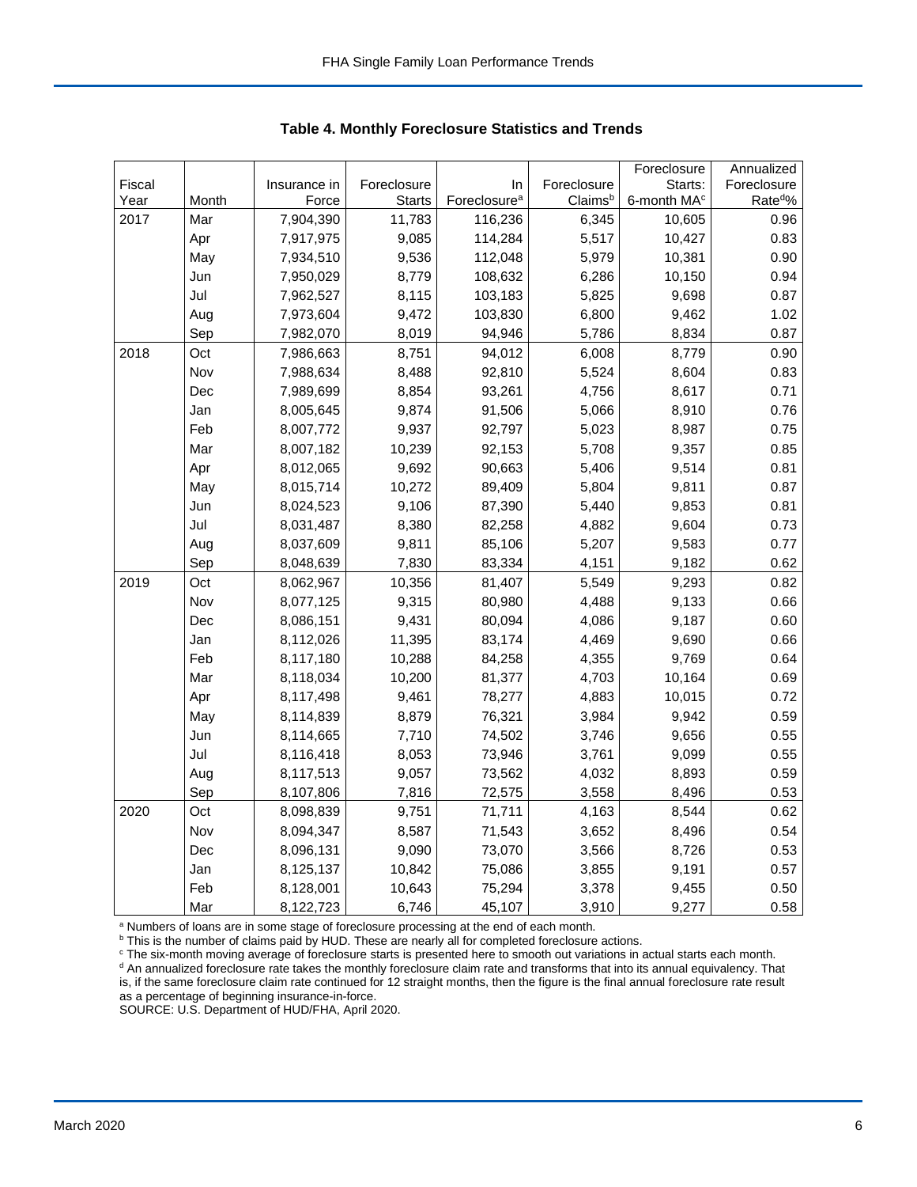## Table 4. Monthly Foreclosure Statistics and Trends

| Fiscal Year | Month | Insurance in Force | Foreclosure Starts | In Foreclosure[a] | Foreclosure Claims[b] | Foreclosure Starts: 6-month MA[c] | Annualized Foreclosure Rate[d]% |
|---|---|---|---|---|---|---|---|
| 2017 | Mar | 7,904,390 | 11,783 | 116,236 | 6,345 | 10,605 | 0.96 |
| | Apr | 7,917,975 | 9,085 | 114,284 | 5,517 | 10,427 | 0.83 |
| | May | 7,934,510 | 9,536 | 112,048 | 5,979 | 10,381 | 0.90 |
| | Jun | 7,950,029 | 8,779 | 108,632 | 6,286 | 10,150 | 0.94 |
| | Jul | 7,962,527 | 8,115 | 103,183 | 5,825 | 9,698 | 0.87 |
| | Aug | 7,973,604 | 9,472 | 103,830 | 6,800 | 9,462 | 1.02 |
| | Sep | 7,982,070 | 8,019 | 94,946 | 5,786 | 8,834 | 0.87 |
| 2018 | Oct | 7,986,663 | 8,751 | 94,012 | 6,008 | 8,779 | 0.90 |
| | Nov | 7,988,634 | 8,488 | 92,810 | 5,524 | 8,604 | 0.83 |
| | Dec | 7,989,699 | 8,854 | 93,261 | 4,756 | 8,617 | 0.71 |
| | Jan | 8,005,645 | 9,874 | 91,506 | 5,066 | 8,910 | 0.76 |
| | Feb | 8,007,772 | 9,937 | 92,797 | 5,023 | 8,987 | 0.75 |
| | Mar | 8,007,182 | 10,239 | 92,153 | 5,708 | 9,357 | 0.85 |
| | Apr | 8,012,065 | 9,692 | 90,663 | 5,406 | 9,514 | 0.81 |
| | May | 8,015,714 | 10,272 | 89,409 | 5,804 | 9,811 | 0.87 |
| | Jun | 8,024,523 | 9,106 | 87,390 | 5,440 | 9,853 | 0.81 |
| | Jul | 8,031,487 | 8,380 | 82,258 | 4,882 | 9,604 | 0.73 |
| | Aug | 8,037,609 | 9,811 | 85,106 | 5,207 | 9,583 | 0.77 |
| | Sep | 8,048,639 | 7,830 | 83,334 | 4,151 | 9,182 | 0.62 |
| 2019 | Oct | 8,062,967 | 10,356 | 81,407 | 5,549 | 9,293 | 0.82 |
| | Nov | 8,077,125 | 9,315 | 80,980 | 4,488 | 9,133 | 0.66 |
| | Dec | 8,086,151 | 9,431 | 80,094 | 4,086 | 9,187 | 0.60 |
| | Jan | 8,112,026 | 11,395 | 83,174 | 4,469 | 9,690 | 0.66 |
| | Feb | 8,117,180 | 10,288 | 84,258 | 4,355 | 9,769 | 0.64 |
| | Mar | 8,118,034 | 10,200 | 81,377 | 4,703 | 10,164 | 0.69 |
| | Apr | 8,117,498 | 9,461 | 78,277 | 4,883 | 10,015 | 0.72 |
| | May | 8,114,839 | 8,879 | 76,321 | 3,984 | 9,942 | 0.59 |
| | Jun | 8,114,665 | 7,710 | 74,502 | 3,746 | 9,656 | 0.55 |
| | Jul | 8,116,418 | 8,053 | 73,946 | 3,761 | 9,099 | 0.55 |
| | Aug | 8,117,513 | 9,057 | 73,562 | 4,032 | 8,893 | 0.59 |
| | Sep | 8,107,806 | 7,816 | 72,575 | 3,558 | 8,496 | 0.53 |
| 2020 | Oct | 8,098,839 | 9,751 | 71,711 | 4,163 | 8,544 | 0.62 |
| | Nov | 8,094,347 | 8,587 | 71,543 | 3,652 | 8,496 | 0.54 |
| | Dec | 8,096,131 | 9,090 | 73,070 | 3,566 | 8,726 | 0.53 |
| | Jan | 8,125,137 | 10,842 | 75,086 | 3,855 | 9,191 | 0.57 |
| | Feb | 8,128,001 | 10,643 | 75,294 | 3,378 | 9,455 | 0.50 |
| | Mar | 8,122,723 | 6,746 | 45,107 | 3,910 | 9,277 | 0.58 |

[a] Numbers of loans are in some stage of foreclosure processing at the end of each month.
[b] This is the number of claims paid by HUD. These are nearly all for completed foreclosure actions.
[c] The six-month moving average of foreclosure starts is presented here to smooth out variations in actual starts each month.
[d] An annualized foreclosure rate takes the monthly foreclosure claim rate and transforms that into its annual equivalency. That is, if the same foreclosure claim rate continued for 12 straight months, then the figure is the final annual foreclosure rate result as a percentage of beginning insurance-in-force.
SOURCE: U.S. Department of HUD/FHA, April 2020.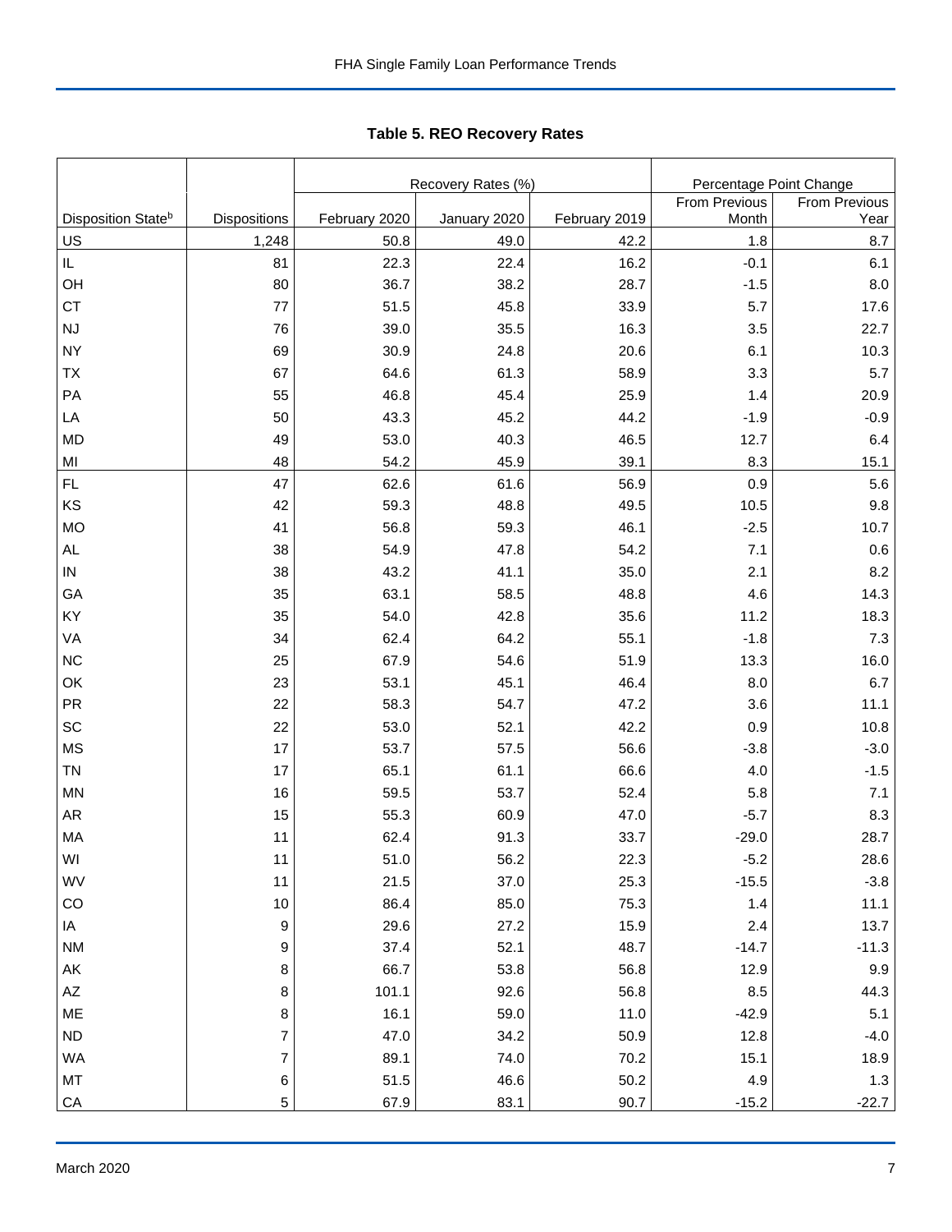## Table 5. REO Recovery Rates

| | | Recovery Rates (%) | | | Percentage Point Change | |
|---|---|---|---|---|---|---|
| Disposition State[b] | Dispositions | February 2020 | January 2020 | February 2019 | From Previous Month | From Previous Year |
| US | 1,248 | 50.8 | 49.0 | 42.2 | 1.8 | 8.7 |
| IL | 81 | 22.3 | 22.4 | 16.2 | -0.1 | 6.1 |
| OH | 80 | 36.7 | 38.2 | 28.7 | -1.5 | 8.0 |
| CT | 77 | 51.5 | 45.8 | 33.9 | 5.7 | 17.6 |
| NJ | 76 | 39.0 | 35.5 | 16.3 | 3.5 | 22.7 |
| NY | 69 | 30.9 | 24.8 | 20.6 | 6.1 | 10.3 |
| TX | 67 | 64.6 | 61.3 | 58.9 | 3.3 | 5.7 |
| PA | 55 | 46.8 | 45.4 | 25.9 | 1.4 | 20.9 |
| LA | 50 | 43.3 | 45.2 | 44.2 | -1.9 | -0.9 |
| MD | 49 | 53.0 | 40.3 | 46.5 | 12.7 | 6.4 |
| MI | 48 | 54.2 | 45.9 | 39.1 | 8.3 | 15.1 |
| FL | 47 | 62.6 | 61.6 | 56.9 | 0.9 | 5.6 |
| KS | 42 | 59.3 | 48.8 | 49.5 | 10.5 | 9.8 |
| MO | 41 | 56.8 | 59.3 | 46.1 | -2.5 | 10.7 |
| AL | 38 | 54.9 | 47.8 | 54.2 | 7.1 | 0.6 |
| IN | 38 | 43.2 | 41.1 | 35.0 | 2.1 | 8.2 |
| GA | 35 | 63.1 | 58.5 | 48.8 | 4.6 | 14.3 |
| KY | 35 | 54.0 | 42.8 | 35.6 | 11.2 | 18.3 |
| VA | 34 | 62.4 | 64.2 | 55.1 | -1.8 | 7.3 |
| NC | 25 | 67.9 | 54.6 | 51.9 | 13.3 | 16.0 |
| OK | 23 | 53.1 | 45.1 | 46.4 | 8.0 | 6.7 |
| PR | 22 | 58.3 | 54.7 | 47.2 | 3.6 | 11.1 |
| SC | 22 | 53.0 | 52.1 | 42.2 | 0.9 | 10.8 |
| MS | 17 | 53.7 | 57.5 | 56.6 | -3.8 | -3.0 |
| TN | 17 | 65.1 | 61.1 | 66.6 | 4.0 | -1.5 |
| MN | 16 | 59.5 | 53.7 | 52.4 | 5.8 | 7.1 |
| AR | 15 | 55.3 | 60.9 | 47.0 | -5.7 | 8.3 |
| MA | 11 | 62.4 | 91.3 | 33.7 | -29.0 | 28.7 |
| WI | 11 | 51.0 | 56.2 | 22.3 | -5.2 | 28.6 |
| WV | 11 | 21.5 | 37.0 | 25.3 | -15.5 | -3.8 |
| CO | 10 | 86.4 | 85.0 | 75.3 | 1.4 | 11.1 |
| IA | 9 | 29.6 | 27.2 | 15.9 | 2.4 | 13.7 |
| NM | 9 | 37.4 | 52.1 | 48.7 | -14.7 | -11.3 |
| AK | 8 | 66.7 | 53.8 | 56.8 | 12.9 | 9.9 |
| AZ | 8 | 101.1 | 92.6 | 56.8 | 8.5 | 44.3 |
| ME | 8 | 16.1 | 59.0 | 11.0 | -42.9 | 5.1 |
| ND | 7 | 47.0 | 34.2 | 50.9 | 12.8 | -4.0 |
| WA | 7 | 89.1 | 74.0 | 70.2 | 15.1 | 18.9 |
| MT | 6 | 51.5 | 46.6 | 50.2 | 4.9 | 1.3 |
| CA | 5 | 67.9 | 83.1 | 90.7 | -15.2 | -22.7 |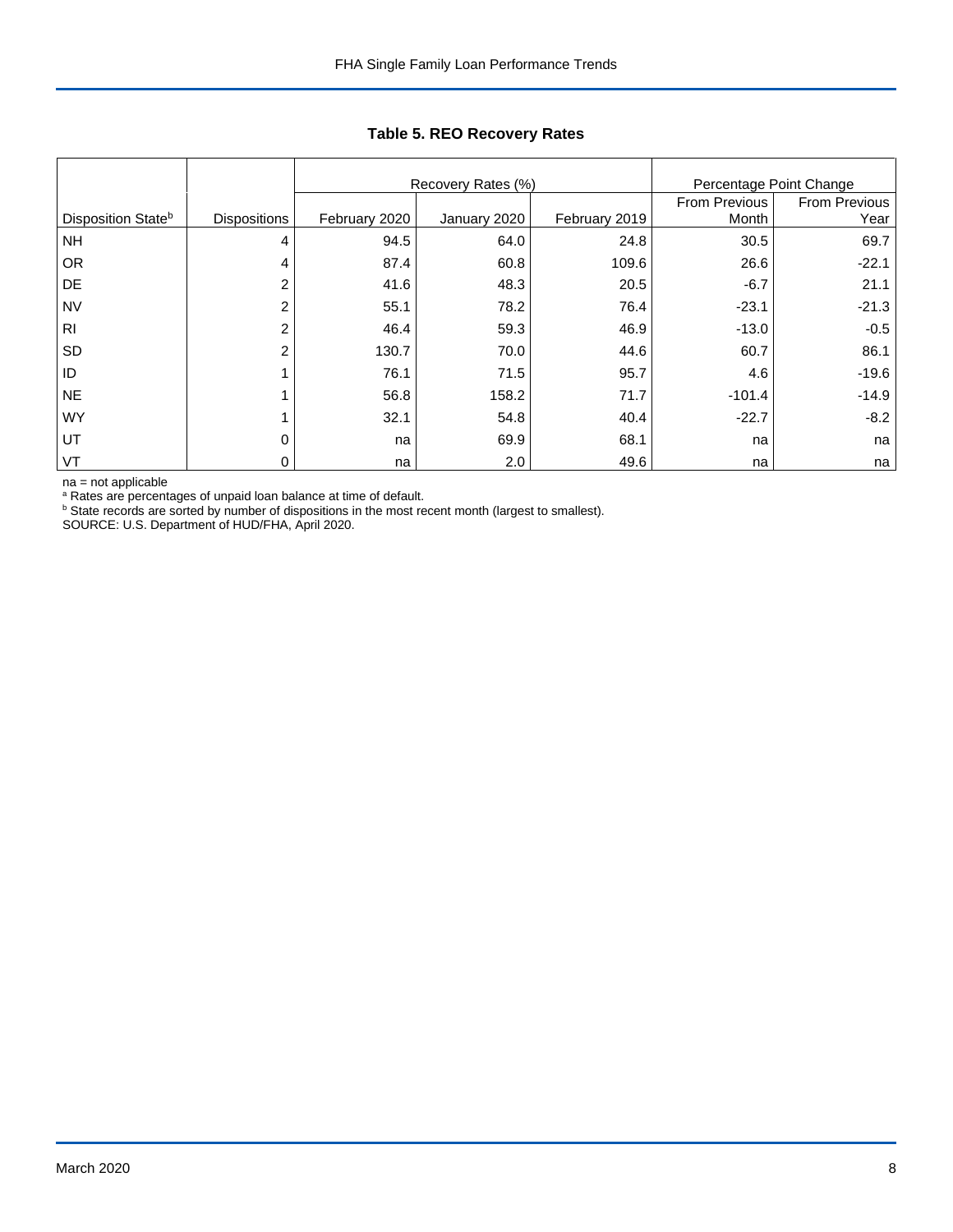**Table 5. REO Recovery Rates**

| | | Recovery Rates (%) | | | Percentage Point Change | |
|---|---|---|---|---|---|---|
| Disposition State[b] | Dispositions | February 2020 | January 2020 | February 2019 | From Previous Month | From Previous Year |
| NH | 4 | 94.5 | 64.0 | 24.8 | 30.5 | 69.7 |
| OR | 4 | 87.4 | 60.8 | 109.6 | 26.6 | -22.1 |
| DE | 2 | 41.6 | 48.3 | 20.5 | -6.7 | 21.1 |
| NV | 2 | 55.1 | 78.2 | 76.4 | -23.1 | -21.3 |
| RI | 2 | 46.4 | 59.3 | 46.9 | -13.0 | -0.5 |
| SD | 2 | 130.7 | 70.0 | 44.6 | 60.7 | 86.1 |
| ID | 1 | 76.1 | 71.5 | 95.7 | 4.6 | -19.6 |
| NE | 1 | 56.8 | 158.2 | 71.7 | -101.4 | -14.9 |
| WY | 1 | 32.1 | 54.8 | 40.4 | -22.7 | -8.2 |
| UT | 0 | na | 69.9 | 68.1 | na | na |
| VT | 0 | na | 2.0 | 49.6 | na | na |

na = not applicable

[a] Rates are percentages of unpaid loan balance at time of default.

[b] State records are sorted by number of dispositions in the most recent month (largest to smallest).

SOURCE: U.S. Department of HUD/FHA, April 2020.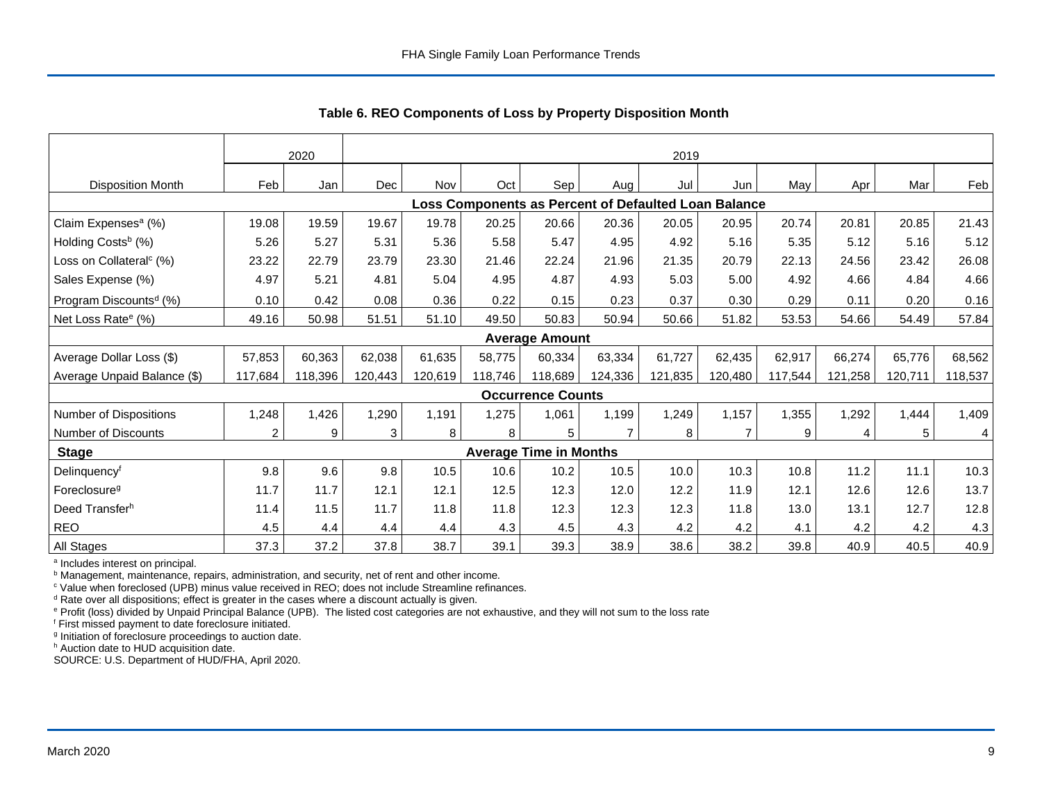## Table 6. REO Components of Loss by Property Disposition Month

| | 2020 | | 2019 | | | | | | | | | | |
|---|---|---|---|---|---|---|---|---|---|---|---|---|---|
| Disposition Month | Feb | Jan | Dec | Nov | Oct | Sep | Aug | Jul | Jun | May | Apr | Mar | Feb |
| **Loss Components as Percent of Defaulted Loan Balance** | | | | | | | | | | | | | |
| Claim Expenses[a] (%) | 19.08 | 19.59 | 19.67 | 19.78 | 20.25 | 20.66 | 20.36 | 20.05 | 20.95 | 20.74 | 20.81 | 20.85 | 21.43 |
| Holding Costs[b] (%) | 5.26 | 5.27 | 5.31 | 5.36 | 5.58 | 5.47 | 4.95 | 4.92 | 5.16 | 5.35 | 5.12 | 5.16 | 5.12 |
| Loss on Collateral[c] (%) | 23.22 | 22.79 | 23.79 | 23.30 | 21.46 | 22.24 | 21.96 | 21.35 | 20.79 | 22.13 | 24.56 | 23.42 | 26.08 |
| Sales Expense (%) | 4.97 | 5.21 | 4.81 | 5.04 | 4.95 | 4.87 | 4.93 | 5.03 | 5.00 | 4.92 | 4.66 | 4.84 | 4.66 |
| Program Discounts[d] (%) | 0.10 | 0.42 | 0.08 | 0.36 | 0.22 | 0.15 | 0.23 | 0.37 | 0.30 | 0.29 | 0.11 | 0.20 | 0.16 |
| Net Loss Rate[e] (%) | 49.16 | 50.98 | 51.51 | 51.10 | 49.50 | 50.83 | 50.94 | 50.66 | 51.82 | 53.53 | 54.66 | 54.49 | 57.84 |
| **Average Amount** | | | | | | | | | | | | | |
| Average Dollar Loss ($) | 57,853 | 60,363 | 62,038 | 61,635 | 58,775 | 60,334 | 63,334 | 61,727 | 62,435 | 62,917 | 66,274 | 65,776 | 68,562 |
| Average Unpaid Balance ($) | 117,684 | 118,396 | 120,443 | 120,619 | 118,746 | 118,689 | 124,336 | 121,835 | 120,480 | 117,544 | 121,258 | 120,711 | 118,537 |
| **Occurrence Counts** | | | | | | | | | | | | | |
| Number of Dispositions | 1,248 | 1,426 | 1,290 | 1,191 | 1,275 | 1,061 | 1,199 | 1,249 | 1,157 | 1,355 | 1,292 | 1,444 | 1,409 |
| Number of Discounts | 2 | 9 | 3 | 8 | 8 | 5 | 7 | 8 | 7 | 9 | 4 | 5 | 4 |
| **Stage** | **Average Time in Months** | | | | | | | | | | | | |
| Delinquency[f] | 9.8 | 9.6 | 9.8 | 10.5 | 10.6 | 10.2 | 10.5 | 10.0 | 10.3 | 10.8 | 11.2 | 11.1 | 10.3 |
| Foreclosure[g] | 11.7 | 11.7 | 12.1 | 12.1 | 12.5 | 12.3 | 12.0 | 12.2 | 11.9 | 12.1 | 12.6 | 12.6 | 13.7 |
| Deed Transfer[h] | 11.4 | 11.5 | 11.7 | 11.8 | 11.8 | 12.3 | 12.3 | 12.3 | 11.8 | 13.0 | 13.1 | 12.7 | 12.8 |
| REO | 4.5 | 4.4 | 4.4 | 4.4 | 4.3 | 4.5 | 4.3 | 4.2 | 4.2 | 4.1 | 4.2 | 4.2 | 4.3 |
| All Stages | 37.3 | 37.2 | 37.8 | 38.7 | 39.1 | 39.3 | 38.9 | 38.6 | 38.2 | 39.8 | 40.9 | 40.5 | 40.9 |

[a] Includes interest on principal.
[b] Management, maintenance, repairs, administration, and security, net of rent and other income.
[c] Value when foreclosed (UPB) minus value received in REO; does not include Streamline refinances.
[d] Rate over all dispositions; effect is greater in the cases where a discount actually is given.
[e] Profit (loss) divided by Unpaid Principal Balance (UPB). The listed cost categories are not exhaustive, and they will not sum to the loss rate
[f] First missed payment to date foreclosure initiated.
[g] Initiation of foreclosure proceedings to auction date.
[h] Auction date to HUD acquisition date.
SOURCE: U.S. Department of HUD/FHA, April 2020.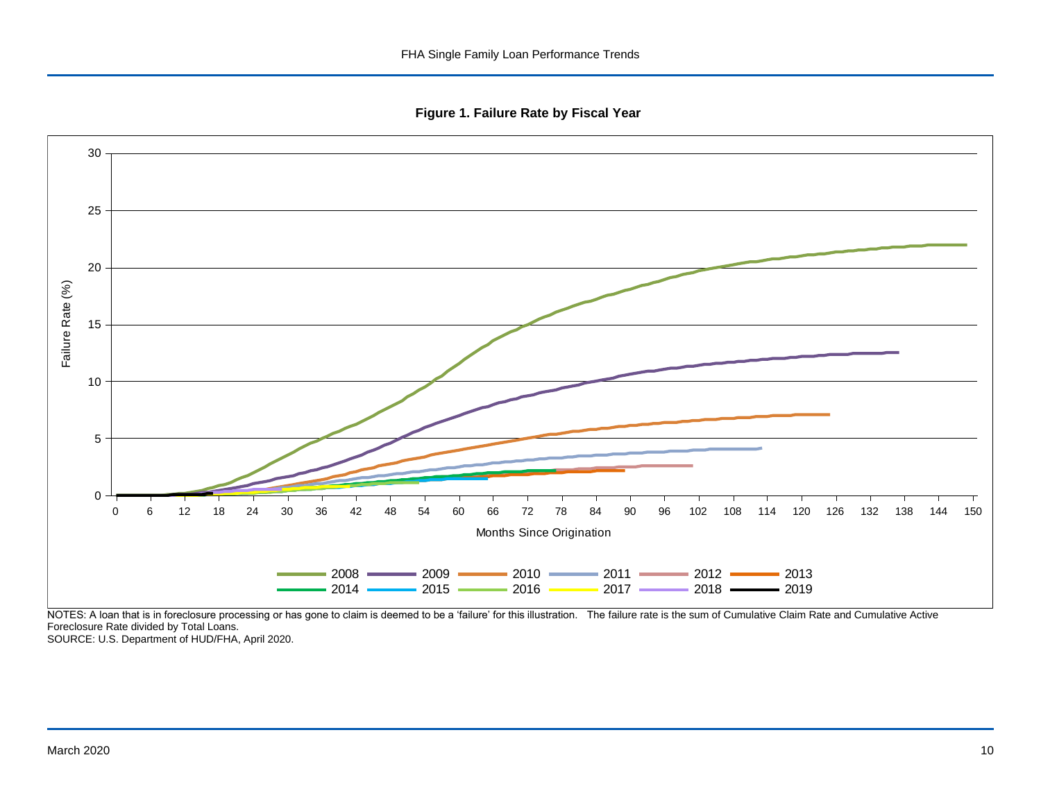**Figure 1. Failure Rate by Fiscal Year**

Failure Rate (%)

30
25
20
15
10
5
0

0 6 12 18 24 30 36 42 48 54 60 66 72 78 84 90 96 102 108 114 120 126 132 138 144 150

Months Since Origination

2008 2009 2010 2011 2012 2013
2014 2015 2016 2017 2018 2019

NOTES: A loan that is in foreclosure processing or has gone to claim is deemed to be a 'failure' for this illustration. The failure rate is the sum of Cumulative Claim Rate and Cumulative Active Foreclosure Rate divided by Total Loans.
SOURCE: U.S. Department of HUD/FHA, April 2020.